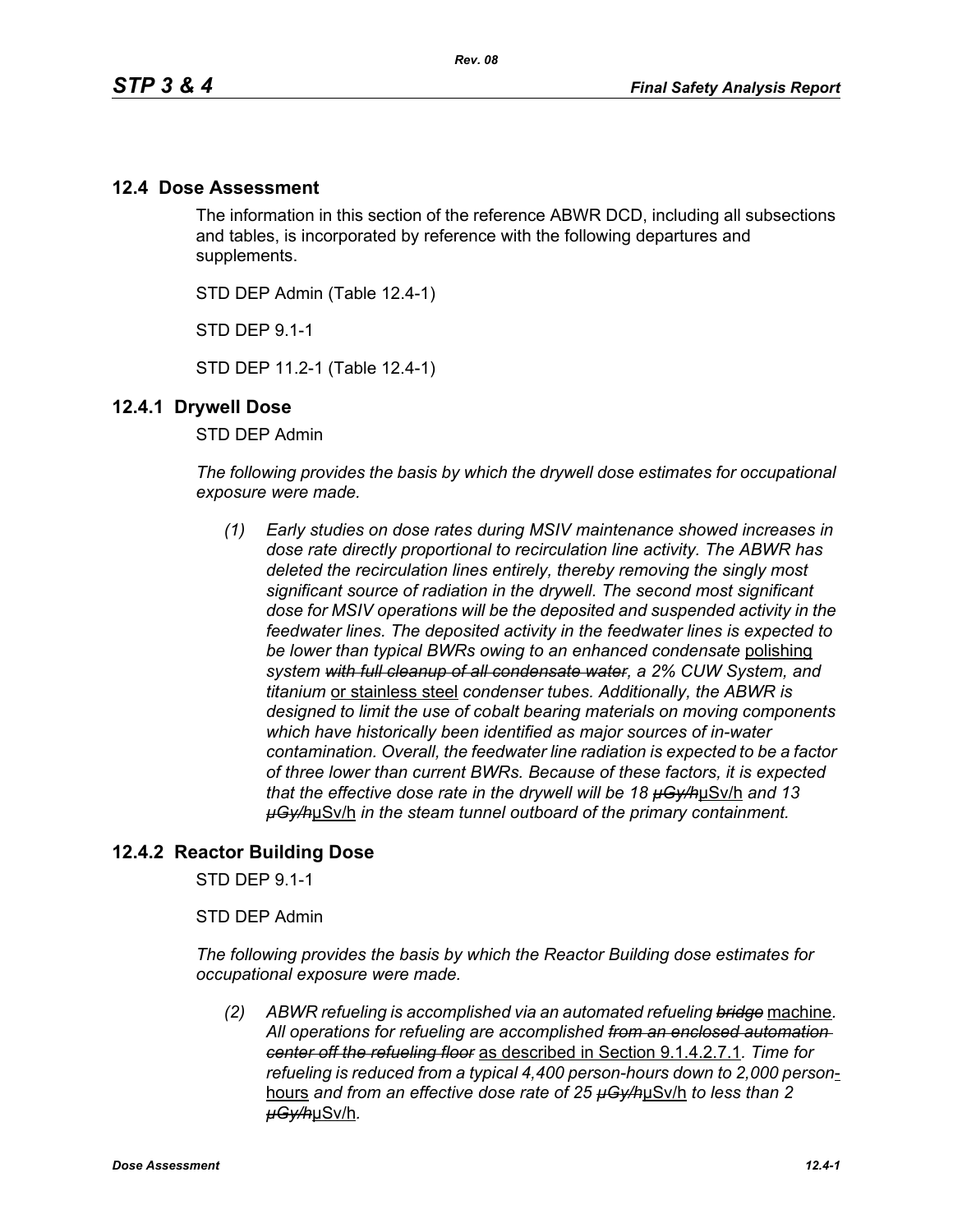## 12.4 Dose Assessment

The information in this section of the reference ABWR DCD, including all subsections and tables, is incorporated by reference with the following departures and supplements.

STD DEP Admin (Table 12.4-1)

STD DEP 9.1-1

STD DEP 11.2-1 (Table 12.4-1)

### 12.4.1 Drywell Dose

STD DEP Admin

*The following provides the basis by which the drywell dose estimates for occupational exposure were made.*

*(1) Early studies on dose rates during MSIV maintenance showed increases in dose rate directly proportional to recirculation line activity. The ABWR has deleted the recirculation lines entirely, thereby removing the singly most significant source of radiation in the drywell. The second most significant dose for MSIV operations will be the deposited and suspended activity in the feedwater lines. The deposited activity in the feedwater lines is expected to be lower than typical BWRs owing to an enhanced condensate* polishing *system ~~with full cleanup of all condensate water~~, a 2% CUW System, and titanium* or stainless steel *condenser tubes. Additionally, the ABWR is designed to limit the use of cobalt bearing materials on moving components which have historically been identified as major sources of in-water contamination. Overall, the feedwater line radiation is expected to be a factor of three lower than current BWRs. Because of these factors, it is expected that the effective dose rate in the drywell will be 18 ~~μGy/h~~*μSv/h *and 13 ~~μGy/h~~*μSv/h *in the steam tunnel outboard of the primary containment.*

### 12.4.2 Reactor Building Dose

STD DEP 9.1-1

STD DEP Admin

*The following provides the basis by which the Reactor Building dose estimates for occupational exposure were made.*

*(2) ABWR refueling is accomplished via an automated refueling ~~bridge~~* machine*. All operations for refueling are accomplished ~~from an enclosed automation center off the refueling floor~~* as described in Section 9.1.4.2.7.1*. Time for refueling is reduced from a typical 4,400 person-hours down to 2,000 person-*hours *and from an effective dose rate of 25 ~~μGy/h~~*μSv/h *to less than 2 ~~μGy/h~~*μSv/h*.*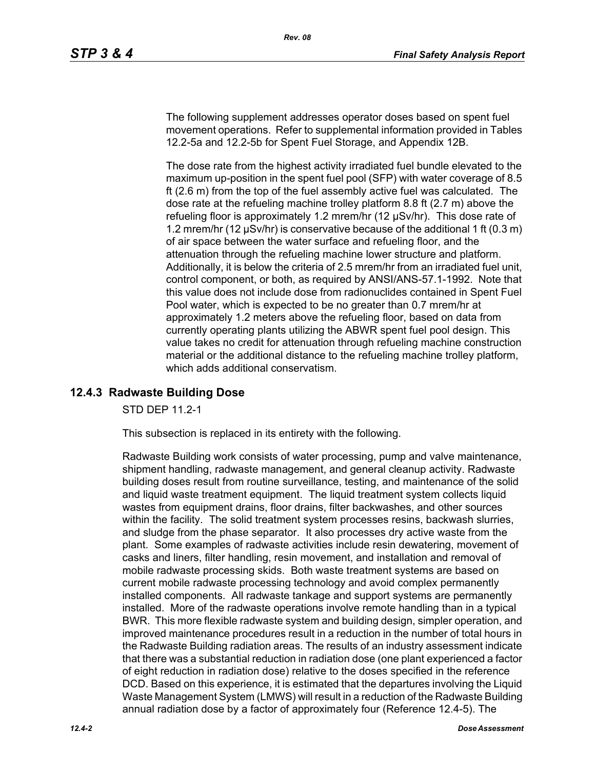The following supplement addresses operator doses based on spent fuel movement operations. Refer to supplemental information provided in Tables 12.2-5a and 12.2-5b for Spent Fuel Storage, and Appendix 12B.

The dose rate from the highest activity irradiated fuel bundle elevated to the maximum up-position in the spent fuel pool (SFP) with water coverage of 8.5 ft (2.6 m) from the top of the fuel assembly active fuel was calculated. The dose rate at the refueling machine trolley platform 8.8 ft (2.7 m) above the refueling floor is approximately 1.2 mrem/hr (12 μSv/hr). This dose rate of 1.2 mrem/hr (12 μSv/hr) is conservative because of the additional 1 ft (0.3 m) of air space between the water surface and refueling floor, and the attenuation through the refueling machine lower structure and platform. Additionally, it is below the criteria of 2.5 mrem/hr from an irradiated fuel unit, control component, or both, as required by ANSI/ANS-57.1-1992. Note that this value does not include dose from radionuclides contained in Spent Fuel Pool water, which is expected to be no greater than 0.7 mrem/hr at approximately 1.2 meters above the refueling floor, based on data from currently operating plants utilizing the ABWR spent fuel pool design. This value takes no credit for attenuation through refueling machine construction material or the additional distance to the refueling machine trolley platform, which adds additional conservatism.

### 12.4.3 Radwaste Building Dose

STD DEP 11.2-1

This subsection is replaced in its entirety with the following.

Radwaste Building work consists of water processing, pump and valve maintenance, shipment handling, radwaste management, and general cleanup activity. Radwaste building doses result from routine surveillance, testing, and maintenance of the solid and liquid waste treatment equipment. The liquid treatment system collects liquid wastes from equipment drains, floor drains, filter backwashes, and other sources within the facility. The solid treatment system processes resins, backwash slurries, and sludge from the phase separator. It also processes dry active waste from the plant. Some examples of radwaste activities include resin dewatering, movement of casks and liners, filter handling, resin movement, and installation and removal of mobile radwaste processing skids. Both waste treatment systems are based on current mobile radwaste processing technology and avoid complex permanently installed components. All radwaste tankage and support systems are permanently installed. More of the radwaste operations involve remote handling than in a typical BWR. This more flexible radwaste system and building design, simpler operation, and improved maintenance procedures result in a reduction in the number of total hours in the Radwaste Building radiation areas. The results of an industry assessment indicate that there was a substantial reduction in radiation dose (one plant experienced a factor of eight reduction in radiation dose) relative to the doses specified in the reference DCD. Based on this experience, it is estimated that the departures involving the Liquid Waste Management System (LMWS) will result in a reduction of the Radwaste Building annual radiation dose by a factor of approximately four (Reference 12.4-5). The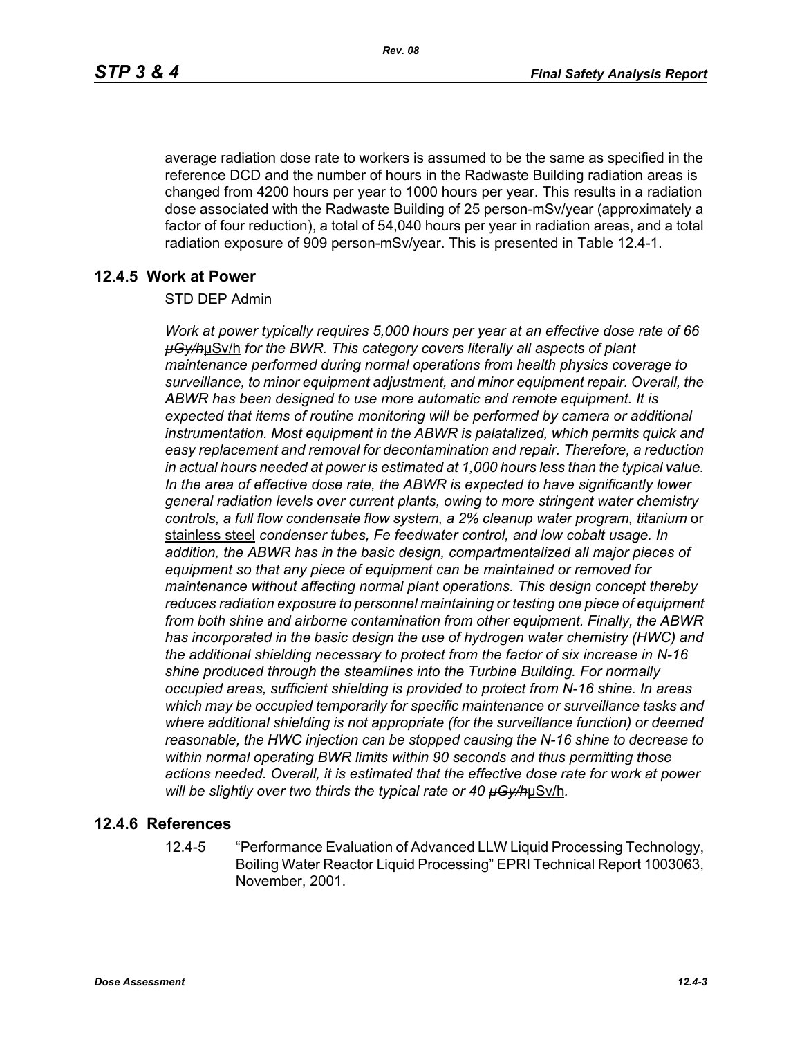average radiation dose rate to workers is assumed to be the same as specified in the reference DCD and the number of hours in the Radwaste Building radiation areas is changed from 4200 hours per year to 1000 hours per year. This results in a radiation dose associated with the Radwaste Building of 25 person-mSv/year (approximately a factor of four reduction), a total of 54,040 hours per year in radiation areas, and a total radiation exposure of 909 person-mSv/year. This is presented in Table 12.4-1.

## 12.4.5 Work at Power

STD DEP Admin

*Work at power typically requires 5,000 hours per year at an effective dose rate of 66* ~~*μGy/h*~~μSv/h *for the BWR. This category covers literally all aspects of plant maintenance performed during normal operations from health physics coverage to surveillance, to minor equipment adjustment, and minor equipment repair. Overall, the ABWR has been designed to use more automatic and remote equipment. It is expected that items of routine monitoring will be performed by camera or additional instrumentation. Most equipment in the ABWR is palatalized, which permits quick and easy replacement and removal for decontamination and repair. Therefore, a reduction in actual hours needed at power is estimated at 1,000 hours less than the typical value. In the area of effective dose rate, the ABWR is expected to have significantly lower general radiation levels over current plants, owing to more stringent water chemistry controls, a full flow condensate flow system, a 2% cleanup water program, titanium* or stainless steel *condenser tubes, Fe feedwater control, and low cobalt usage. In addition, the ABWR has in the basic design, compartmentalized all major pieces of equipment so that any piece of equipment can be maintained or removed for maintenance without affecting normal plant operations. This design concept thereby reduces radiation exposure to personnel maintaining or testing one piece of equipment from both shine and airborne contamination from other equipment. Finally, the ABWR has incorporated in the basic design the use of hydrogen water chemistry (HWC) and the additional shielding necessary to protect from the factor of six increase in N-16 shine produced through the steamlines into the Turbine Building. For normally occupied areas, sufficient shielding is provided to protect from N-16 shine. In areas which may be occupied temporarily for specific maintenance or surveillance tasks and where additional shielding is not appropriate (for the surveillance function) or deemed reasonable, the HWC injection can be stopped causing the N-16 shine to decrease to within normal operating BWR limits within 90 seconds and thus permitting those actions needed. Overall, it is estimated that the effective dose rate for work at power will be slightly over two thirds the typical rate or 40* ~~*μGy/h*~~μSv/h*.*

## 12.4.6 References

12.4-5 "Performance Evaluation of Advanced LLW Liquid Processing Technology, Boiling Water Reactor Liquid Processing" EPRI Technical Report 1003063, November, 2001.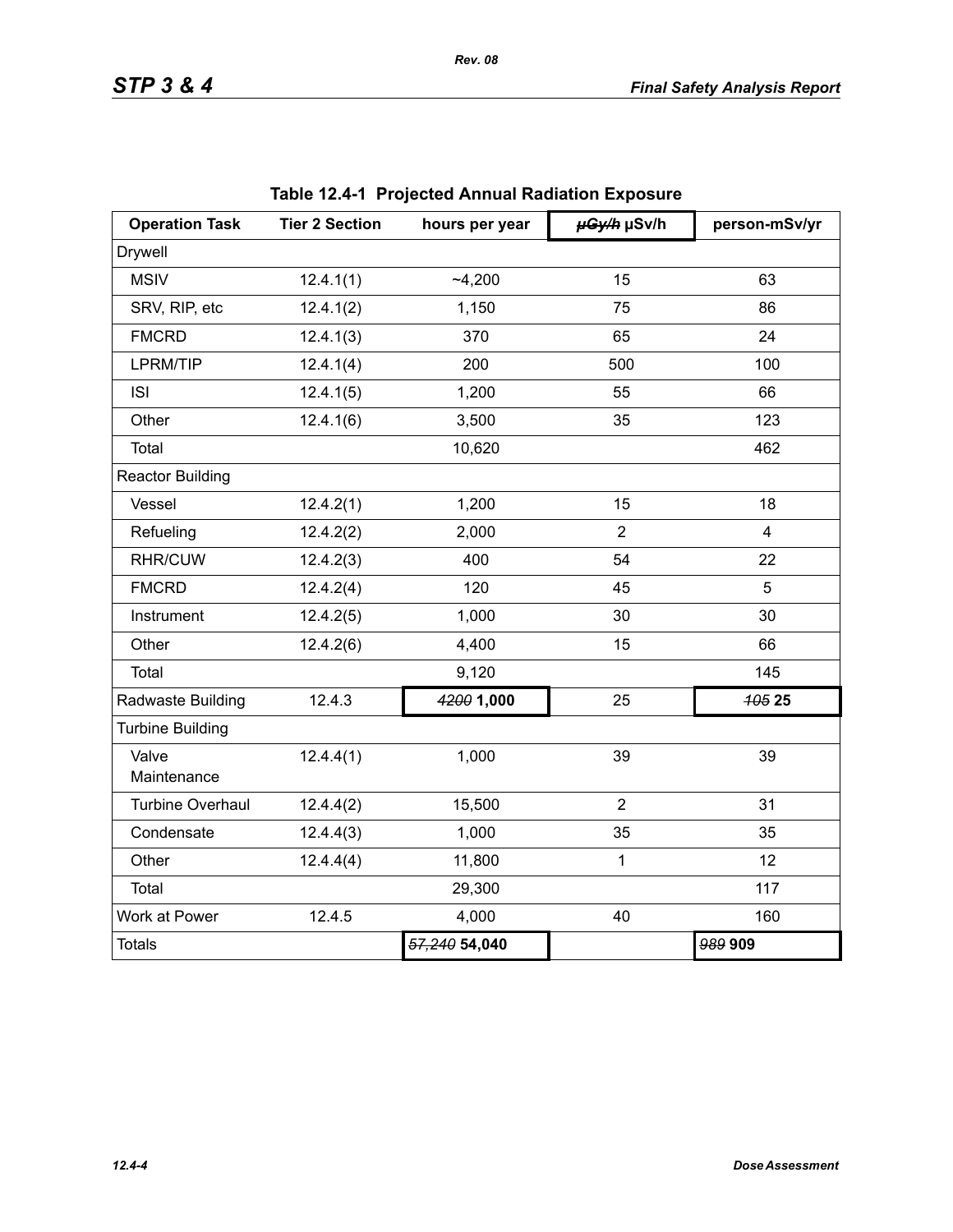**Table 12.4-1 Projected Annual Radiation Exposure**

| Operation Task | Tier 2 Section | hours per year | ~~μGy/h~~ μSv/h | person-mSv/yr |
|---|---|---|---|---|
| Drywell | | | | |
| MSIV | 12.4.1(1) | ~4,200 | 15 | 63 |
| SRV, RIP, etc | 12.4.1(2) | 1,150 | 75 | 86 |
| FMCRD | 12.4.1(3) | 370 | 65 | 24 |
| LPRM/TIP | 12.4.1(4) | 200 | 500 | 100 |
| ISI | 12.4.1(5) | 1,200 | 55 | 66 |
| Other | 12.4.1(6) | 3,500 | 35 | 123 |
| Total | | 10,620 | | 462 |
| Reactor Building | | | | |
| Vessel | 12.4.2(1) | 1,200 | 15 | 18 |
| Refueling | 12.4.2(2) | 2,000 | 2 | 4 |
| RHR/CUW | 12.4.2(3) | 400 | 54 | 22 |
| FMCRD | 12.4.2(4) | 120 | 45 | 5 |
| Instrument | 12.4.2(5) | 1,000 | 30 | 30 |
| Other | 12.4.2(6) | 4,400 | 15 | 66 |
| Total | | 9,120 | | 145 |
| Radwaste Building | 12.4.3 | ~~4200~~ **1,000** | 25 | ~~105~~ **25** |
| Turbine Building | | | | |
| Valve Maintenance | 12.4.4(1) | 1,000 | 39 | 39 |
| Turbine Overhaul | 12.4.4(2) | 15,500 | 2 | 31 |
| Condensate | 12.4.4(3) | 1,000 | 35 | 35 |
| Other | 12.4.4(4) | 11,800 | 1 | 12 |
| Total | | 29,300 | | 117 |
| Work at Power | 12.4.5 | 4,000 | 40 | 160 |
| Totals | | ~~57,240~~ **54,040** | | ~~989~~ **909** |